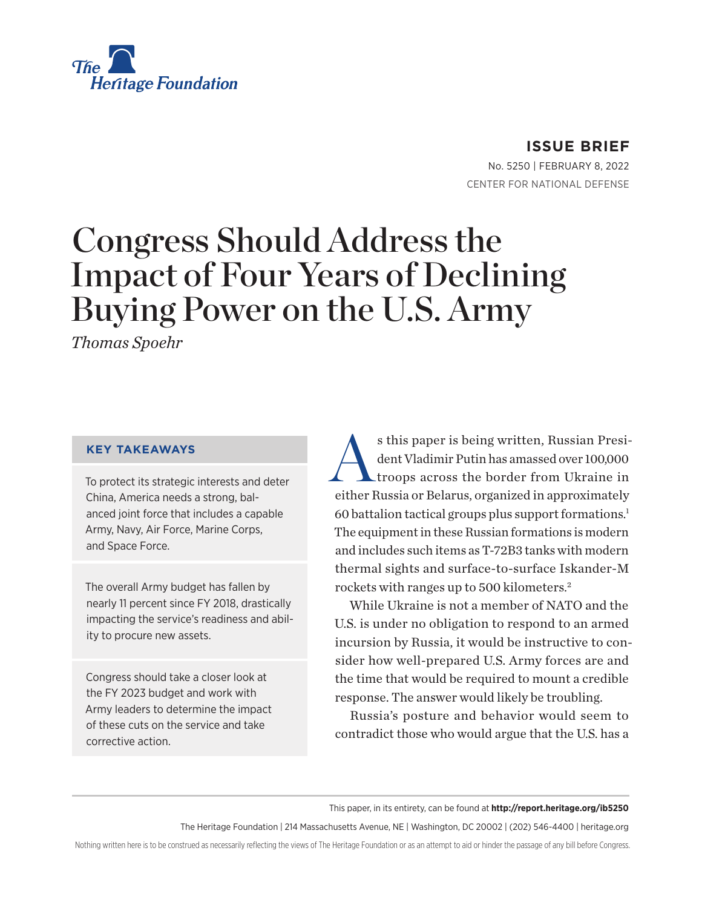The Heritage Foundation

**ISSUE BRIEF**

No. 5250 | FEBRUARY 8, 2022

CENTER FOR NATIONAL DEFENSE

# Congress Should Address the Impact of Four Years of Declining Buying Power on the U.S. Army

*Thomas Spoehr*

### KEY TAKEAWAYS

To protect its strategic interests and deter China, America needs a strong, balanced joint force that includes a capable Army, Navy, Air Force, Marine Corps, and Space Force.

The overall Army budget has fallen by nearly 11 percent since FY 2018, drastically impacting the service's readiness and ability to procure new assets.

Congress should take a closer look at the FY 2023 budget and work with Army leaders to determine the impact of these cuts on the service and take corrective action.

As this paper is being written, Russian President Vladimir Putin has amassed over 100,000 troops across the border from Ukraine in either Russia or Belarus, organized in approximately 60 battalion tactical groups plus support formations.[1] The equipment in these Russian formations is modern and includes such items as T-72B3 tanks with modern thermal sights and surface-to-surface Iskander-M rockets with ranges up to 500 kilometers.[2]

While Ukraine is not a member of NATO and the U.S. is under no obligation to respond to an armed incursion by Russia, it would be instructive to consider how well-prepared U.S. Army forces are and the time that would be required to mount a credible response. The answer would likely be troubling.

Russia's posture and behavior would seem to contradict those who would argue that the U.S. has a

This paper, in its entirety, can be found at **http://report.heritage.org/ib5250**

The Heritage Foundation | 214 Massachusetts Avenue, NE | Washington, DC 20002 | (202) 546-4400 | heritage.org

Nothing written here is to be construed as necessarily reflecting the views of The Heritage Foundation or as an attempt to aid or hinder the passage of any bill before Congress.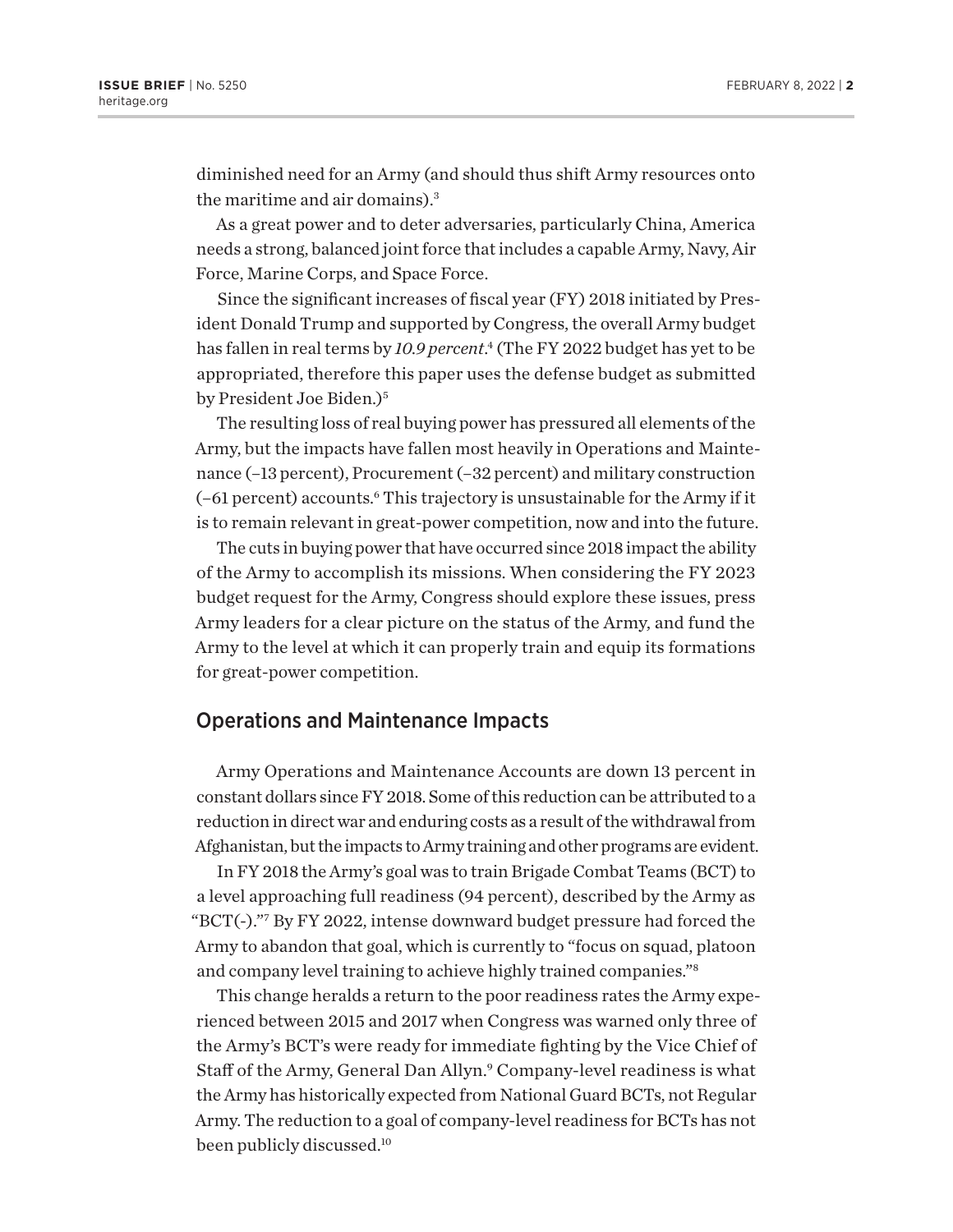diminished need for an Army (and should thus shift Army resources onto the maritime and air domains).[3]

As a great power and to deter adversaries, particularly China, America needs a strong, balanced joint force that includes a capable Army, Navy, Air Force, Marine Corps, and Space Force.

Since the significant increases of fiscal year (FY) 2018 initiated by President Donald Trump and supported by Congress, the overall Army budget has fallen in real terms by *10.9 percent*.[4] (The FY 2022 budget has yet to be appropriated, therefore this paper uses the defense budget as submitted by President Joe Biden.)[5]

The resulting loss of real buying power has pressured all elements of the Army, but the impacts have fallen most heavily in Operations and Maintenance (–13 percent), Procurement (–32 percent) and military construction (–61 percent) accounts.[6] This trajectory is unsustainable for the Army if it is to remain relevant in great-power competition, now and into the future.

The cuts in buying power that have occurred since 2018 impact the ability of the Army to accomplish its missions. When considering the FY 2023 budget request for the Army, Congress should explore these issues, press Army leaders for a clear picture on the status of the Army, and fund the Army to the level at which it can properly train and equip its formations for great-power competition.

## Operations and Maintenance Impacts

Army Operations and Maintenance Accounts are down 13 percent in constant dollars since FY 2018. Some of this reduction can be attributed to a reduction in direct war and enduring costs as a result of the withdrawal from Afghanistan, but the impacts to Army training and other programs are evident.

In FY 2018 the Army's goal was to train Brigade Combat Teams (BCT) to a level approaching full readiness (94 percent), described by the Army as "BCT(-)."[7] By FY 2022, intense downward budget pressure had forced the Army to abandon that goal, which is currently to "focus on squad, platoon and company level training to achieve highly trained companies."[8]

This change heralds a return to the poor readiness rates the Army experienced between 2015 and 2017 when Congress was warned only three of the Army's BCT's were ready for immediate fighting by the Vice Chief of Staff of the Army, General Dan Allyn.[9] Company-level readiness is what the Army has historically expected from National Guard BCTs, not Regular Army. The reduction to a goal of company-level readiness for BCTs has not been publicly discussed.[10]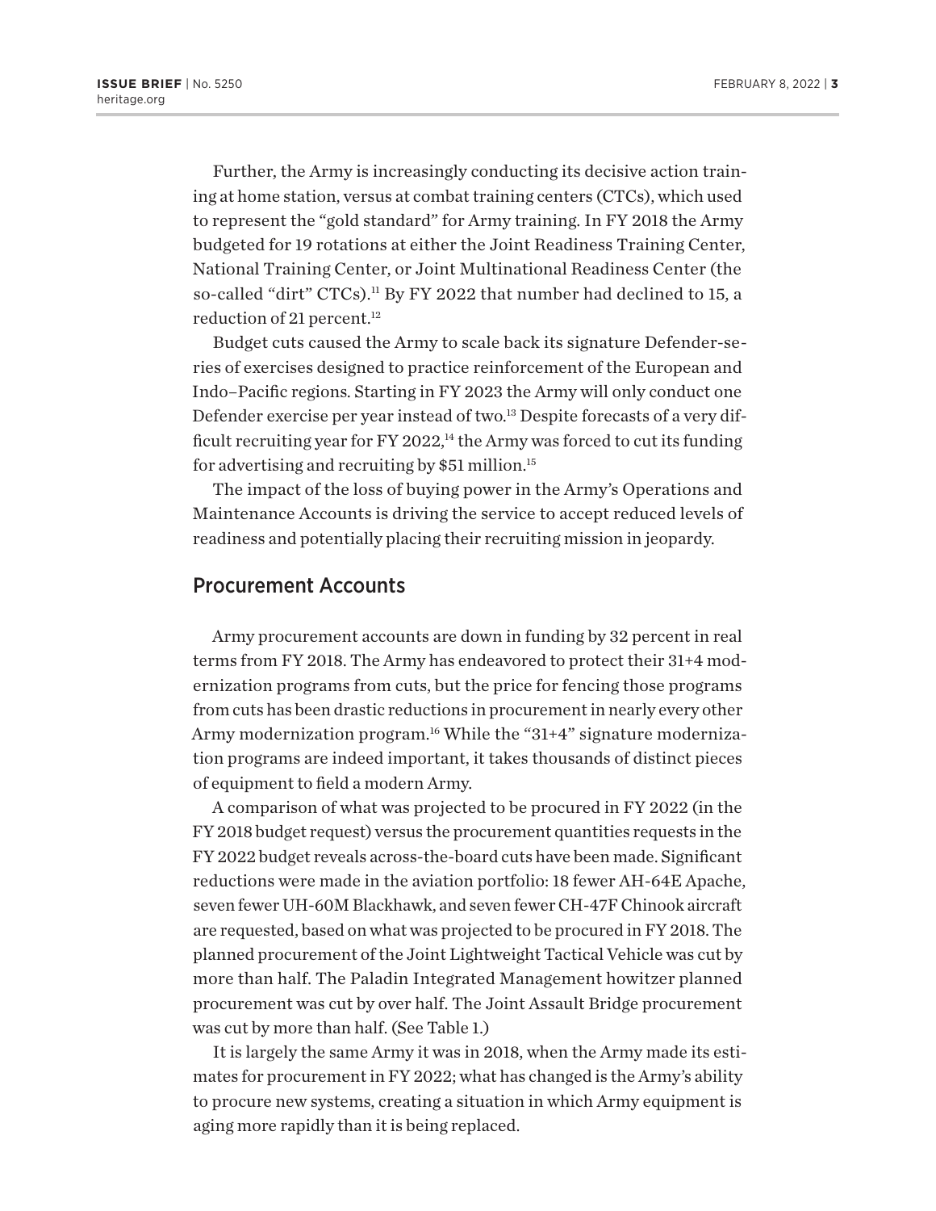Further, the Army is increasingly conducting its decisive action training at home station, versus at combat training centers (CTCs), which used to represent the "gold standard" for Army training. In FY 2018 the Army budgeted for 19 rotations at either the Joint Readiness Training Center, National Training Center, or Joint Multinational Readiness Center (the so-called "dirt" CTCs).[11] By FY 2022 that number had declined to 15, a reduction of 21 percent.[12]

Budget cuts caused the Army to scale back its signature Defender-series of exercises designed to practice reinforcement of the European and Indo–Pacific regions. Starting in FY 2023 the Army will only conduct one Defender exercise per year instead of two.[13] Despite forecasts of a very difficult recruiting year for FY 2022,[14] the Army was forced to cut its funding for advertising and recruiting by $51 million.[15]

The impact of the loss of buying power in the Army's Operations and Maintenance Accounts is driving the service to accept reduced levels of readiness and potentially placing their recruiting mission in jeopardy.

## Procurement Accounts

Army procurement accounts are down in funding by 32 percent in real terms from FY 2018. The Army has endeavored to protect their 31+4 modernization programs from cuts, but the price for fencing those programs from cuts has been drastic reductions in procurement in nearly every other Army modernization program.[16] While the "31+4" signature modernization programs are indeed important, it takes thousands of distinct pieces of equipment to field a modern Army.

A comparison of what was projected to be procured in FY 2022 (in the FY 2018 budget request) versus the procurement quantities requests in the FY 2022 budget reveals across-the-board cuts have been made. Significant reductions were made in the aviation portfolio: 18 fewer AH-64E Apache, seven fewer UH-60M Blackhawk, and seven fewer CH-47F Chinook aircraft are requested, based on what was projected to be procured in FY 2018. The planned procurement of the Joint Lightweight Tactical Vehicle was cut by more than half. The Paladin Integrated Management howitzer planned procurement was cut by over half. The Joint Assault Bridge procurement was cut by more than half. (See Table 1.)

It is largely the same Army it was in 2018, when the Army made its estimates for procurement in FY 2022; what has changed is the Army's ability to procure new systems, creating a situation in which Army equipment is aging more rapidly than it is being replaced.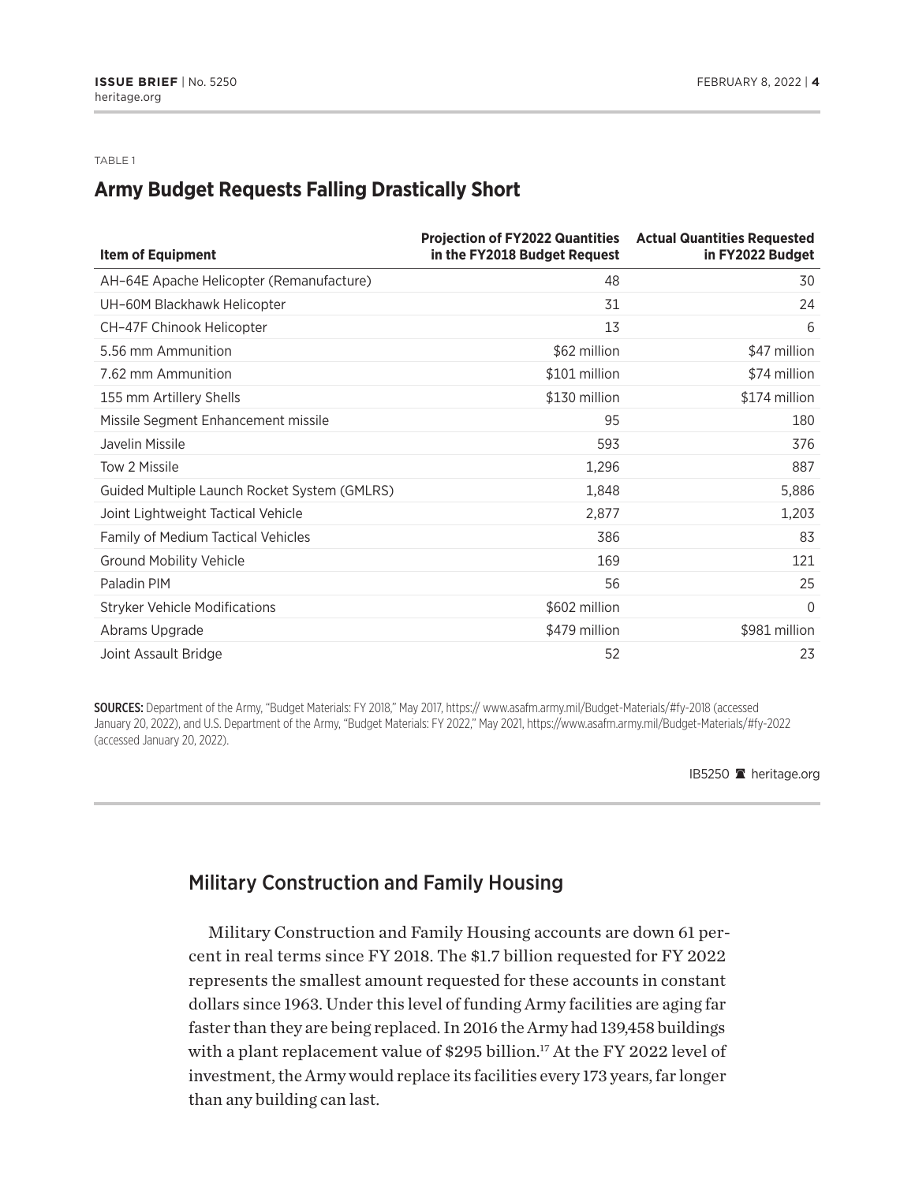TABLE 1

## Army Budget Requests Falling Drastically Short

| Item of Equipment | Projection of FY2022 Quantities in the FY2018 Budget Request | Actual Quantities Requested in FY2022 Budget |
|---|---|---|
| AH–64E Apache Helicopter (Remanufacture) | 48 | 30 |
| UH–60M Blackhawk Helicopter | 31 | 24 |
| CH–47F Chinook Helicopter | 13 | 6 |
| 5.56 mm Ammunition | $62 million | $47 million |
| 7.62 mm Ammunition | $101 million | $74 million |
| 155 mm Artillery Shells | $130 million | $174 million |
| Missile Segment Enhancement missile | 95 | 180 |
| Javelin Missile | 593 | 376 |
| Tow 2 Missile | 1,296 | 887 |
| Guided Multiple Launch Rocket System (GMLRS) | 1,848 | 5,886 |
| Joint Lightweight Tactical Vehicle | 2,877 | 1,203 |
| Family of Medium Tactical Vehicles | 386 | 83 |
| Ground Mobility Vehicle | 169 | 121 |
| Paladin PIM | 56 | 25 |
| Stryker Vehicle Modifications | $602 million | 0 |
| Abrams Upgrade | $479 million | $981 million |
| Joint Assault Bridge | 52 | 23 |

**SOURCES:** Department of the Army, "Budget Materials: FY 2018," May 2017, https:// www.asafm.army.mil/Budget-Materials/#fy-2018 (accessed January 20, 2022), and U.S. Department of the Army, "Budget Materials: FY 2022," May 2021, https://www.asafm.army.mil/Budget-Materials/#fy-2022 (accessed January 20, 2022).

IB5250 heritage.org

## Military Construction and Family Housing

Military Construction and Family Housing accounts are down 61 percent in real terms since FY 2018. The $1.7 billion requested for FY 2022 represents the smallest amount requested for these accounts in constant dollars since 1963. Under this level of funding Army facilities are aging far faster than they are being replaced. In 2016 the Army had 139,458 buildings with a plant replacement value of $295 billion.[17] At the FY 2022 level of investment, the Army would replace its facilities every 173 years, far longer than any building can last.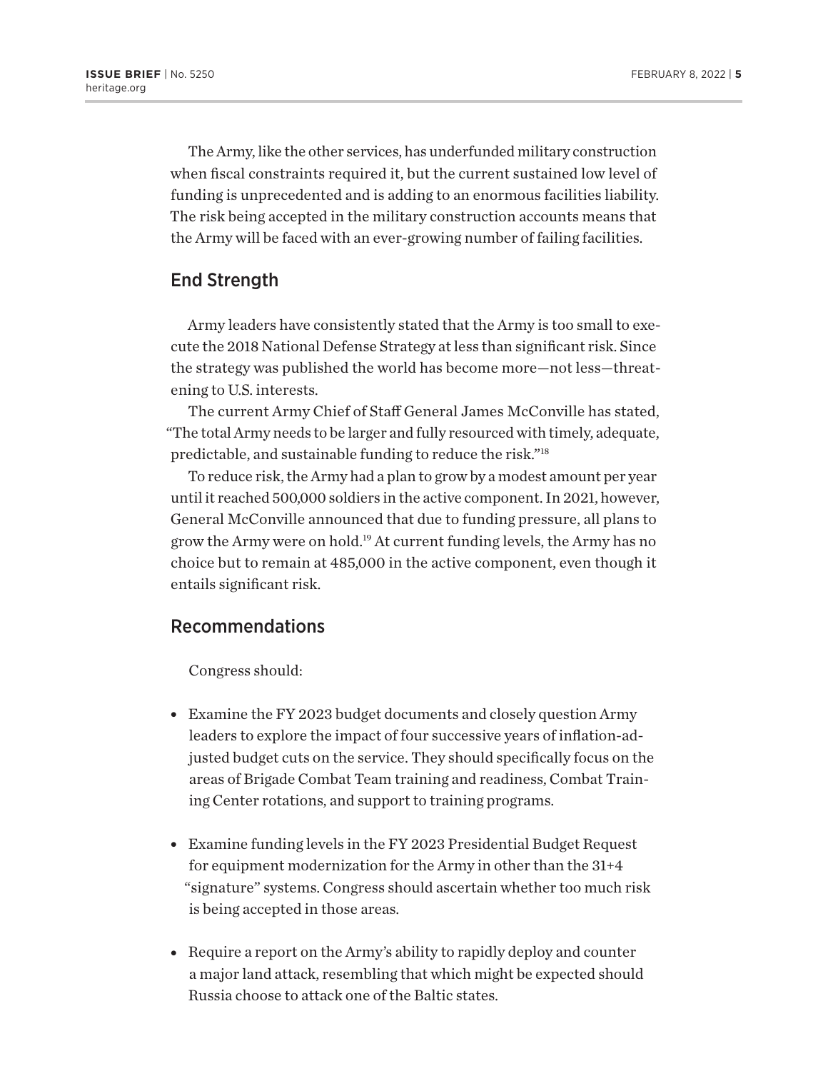The Army, like the other services, has underfunded military construction when fiscal constraints required it, but the current sustained low level of funding is unprecedented and is adding to an enormous facilities liability. The risk being accepted in the military construction accounts means that the Army will be faced with an ever-growing number of failing facilities.

## End Strength

Army leaders have consistently stated that the Army is too small to execute the 2018 National Defense Strategy at less than significant risk. Since the strategy was published the world has become more—not less—threatening to U.S. interests.

The current Army Chief of Staff General James McConville has stated, "The total Army needs to be larger and fully resourced with timely, adequate, predictable, and sustainable funding to reduce the risk."[18]

To reduce risk, the Army had a plan to grow by a modest amount per year until it reached 500,000 soldiers in the active component. In 2021, however, General McConville announced that due to funding pressure, all plans to grow the Army were on hold.[19] At current funding levels, the Army has no choice but to remain at 485,000 in the active component, even though it entails significant risk.

## Recommendations

Congress should:

- Examine the FY 2023 budget documents and closely question Army leaders to explore the impact of four successive years of inflation-adjusted budget cuts on the service. They should specifically focus on the areas of Brigade Combat Team training and readiness, Combat Training Center rotations, and support to training programs.
- Examine funding levels in the FY 2023 Presidential Budget Request for equipment modernization for the Army in other than the 31+4 "signature" systems. Congress should ascertain whether too much risk is being accepted in those areas.
- Require a report on the Army's ability to rapidly deploy and counter a major land attack, resembling that which might be expected should Russia choose to attack one of the Baltic states.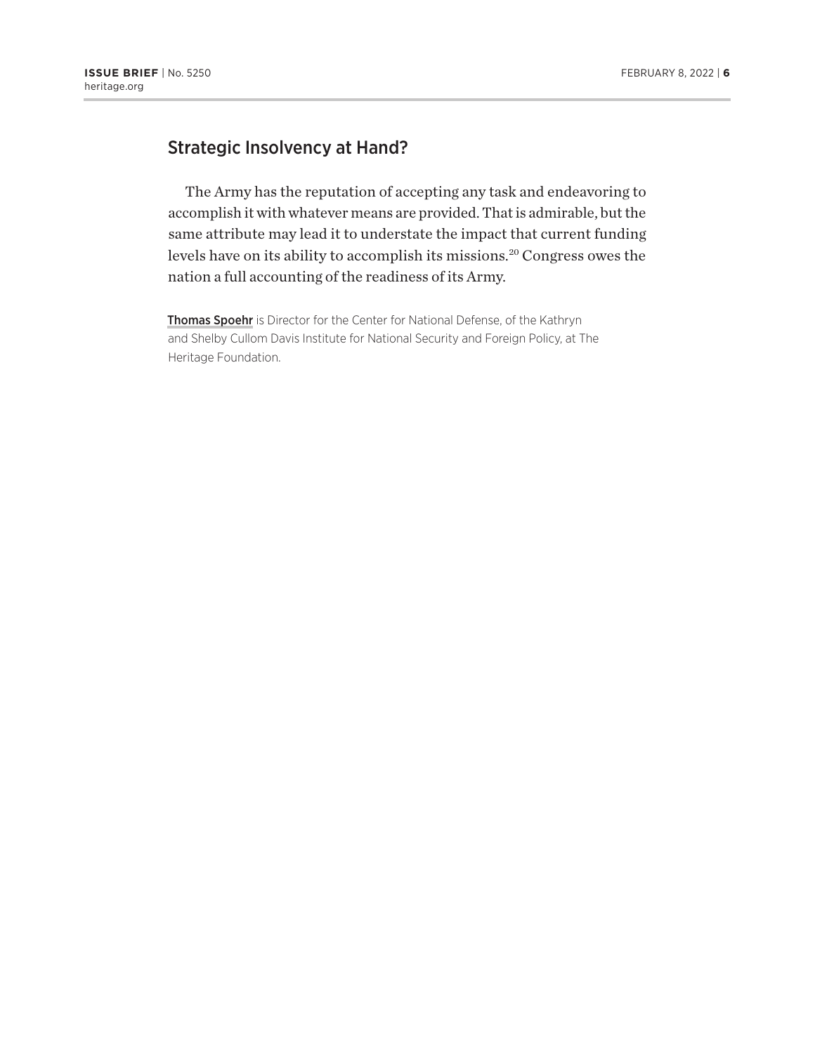## Strategic Insolvency at Hand?

The Army has the reputation of accepting any task and endeavoring to accomplish it with whatever means are provided. That is admirable, but the same attribute may lead it to understate the impact that current funding levels have on its ability to accomplish its missions.[20] Congress owes the nation a full accounting of the readiness of its Army.

**Thomas Spoehr** is Director for the Center for National Defense, of the Kathryn and Shelby Cullom Davis Institute for National Security and Foreign Policy, at The Heritage Foundation.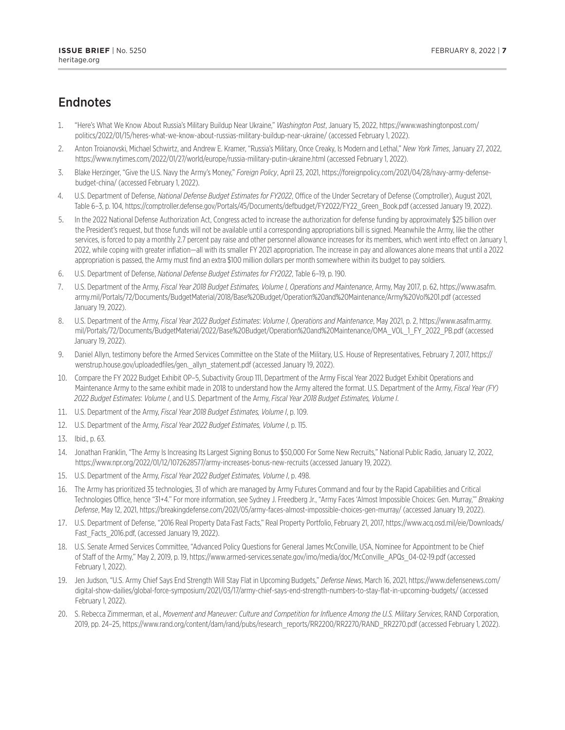## Endnotes

1. "Here's What We Know About Russia's Military Buildup Near Ukraine," *Washington Post*, January 15, 2022, https://www.washingtonpost.com/politics/2022/01/15/heres-what-we-know-about-russias-military-buildup-near-ukraine/ (accessed February 1, 2022).
2. Anton Troianovski, Michael Schwirtz, and Andrew E. Kramer, "Russia's Military, Once Creaky, Is Modern and Lethal," *New York Times*, January 27, 2022, https://www.nytimes.com/2022/01/27/world/europe/russia-military-putin-ukraine.html (accessed February 1, 2022).
3. Blake Herzinger, "Give the U.S. Navy the Army's Money," *Foreign Policy*, April 23, 2021, https://foreignpolicy.com/2021/04/28/navy-army-defense-budget-china/ (accessed February 1, 2022).
4. U.S. Department of Defense, *National Defense Budget Estimates for FY2022*, Office of the Under Secretary of Defense (Comptroller), August 2021, Table 6–3, p. 104, https://comptroller.defense.gov/Portals/45/Documents/defbudget/FY2022/FY22_Green_Book.pdf (accessed January 19, 2022).
5. In the 2022 National Defense Authorization Act, Congress acted to increase the authorization for defense funding by approximately $25 billion over the President's request, but those funds will not be available until a corresponding appropriations bill is signed. Meanwhile the Army, like the other services, is forced to pay a monthly 2.7 percent pay raise and other personnel allowance increases for its members, which went into effect on January 1, 2022, while coping with greater inflation—all with its smaller FY 2021 appropriation. The increase in pay and allowances alone means that until a 2022 appropriation is passed, the Army must find an extra $100 million dollars per month somewhere within its budget to pay soldiers.
6. U.S. Department of Defense, *National Defense Budget Estimates for FY2022*, Table 6–19, p. 190.
7. U.S. Department of the Army, *Fiscal Year 2018 Budget Estimates, Volume I, Operations and Maintenance*, Army, May 2017, p. 62, https://www.asafm.army.mil/Portals/72/Documents/BudgetMaterial/2018/Base%20Budget/Operation%20and%20Maintenance/Army%20Vol%201.pdf (accessed January 19, 2022).
8. U.S. Department of the Army, *Fiscal Year 2022 Budget Estimates*: *Volume I*, *Operations and Maintenance*, May 2021, p. 2, https://www.asafm.army.mil/Portals/72/Documents/BudgetMaterial/2022/Base%20Budget/Operation%20and%20Maintenance/OMA_VOL_1_FY_2022_PB.pdf (accessed January 19, 2022).
9. Daniel Allyn, testimony before the Armed Services Committee on the State of the Military, U.S. House of Representatives, February 7, 2017, https://wenstrup.house.gov/uploadedfiles/gen._allyn_statement.pdf (accessed January 19, 2022).
10. Compare the FY 2022 Budget Exhibit OP–5, Subactivity Group 111, Department of the Army Fiscal Year 2022 Budget Exhibit Operations and Maintenance Army to the same exhibit made in 2018 to understand how the Army altered the format. U.S. Department of the Army, *Fiscal Year (FY) 2022 Budget Estimates*: *Volume I*, and U.S. Department of the Army, *Fiscal Year 2018 Budget Estimates, Volume I*.
11. U.S. Department of the Army, *Fiscal Year 2018 Budget Estimates, Volume I*, p. 109.
12. U.S. Department of the Army, *Fiscal Year 2022 Budget Estimates, Volume I*, p. 115.
13. Ibid., p. 63.
14. Jonathan Franklin, "The Army Is Increasing Its Largest Signing Bonus to $50,000 For Some New Recruits," National Public Radio, January 12, 2022, https://www.npr.org/2022/01/12/1072628577/army-increases-bonus-new-recruits (accessed January 19, 2022).
15. U.S. Department of the Army, *Fiscal Year 2022 Budget Estimates, Volume I*, p. 498.
16. The Army has prioritized 35 technologies, 31 of which are managed by Army Futures Command and four by the Rapid Capabilities and Critical Technologies Office, hence "31+4." For more information, see Sydney J. Freedberg Jr., "Army Faces 'Almost Impossible Choices: Gen. Murray,'" *Breaking Defense*, May 12, 2021, https://breakingdefense.com/2021/05/army-faces-almost-impossible-choices-gen-murray/ (accessed January 19, 2022).
17. U.S. Department of Defense, "2016 Real Property Data Fast Facts," Real Property Portfolio, February 21, 2017, https://www.acq.osd.mil/eie/Downloads/Fast_Facts_2016.pdf, (accessed January 19, 2022).
18. U.S. Senate Armed Services Committee, "Advanced Policy Questions for General James McConville, USA, Nominee for Appointment to be Chief of Staff of the Army," May 2, 2019, p. 19, https://www.armed-services.senate.gov/imo/media/doc/McConville_APQs_04-02-19.pdf (accessed February 1, 2022).
19. Jen Judson, "U.S. Army Chief Says End Strength Will Stay Flat in Upcoming Budgets," *Defense News*, March 16, 2021, https://www.defensenews.com/digital-show-dailies/global-force-symposium/2021/03/17/army-chief-says-end-strength-numbers-to-stay-flat-in-upcoming-budgets/ (accessed February 1, 2022).
20. S. Rebecca Zimmerman, et al., *Movement and Maneuver: Culture and Competition for Influence Among the U.S. Military Services*, RAND Corporation, 2019, pp. 24–25, https://www.rand.org/content/dam/rand/pubs/research_reports/RR2200/RR2270/RAND_RR2270.pdf (accessed February 1, 2022).